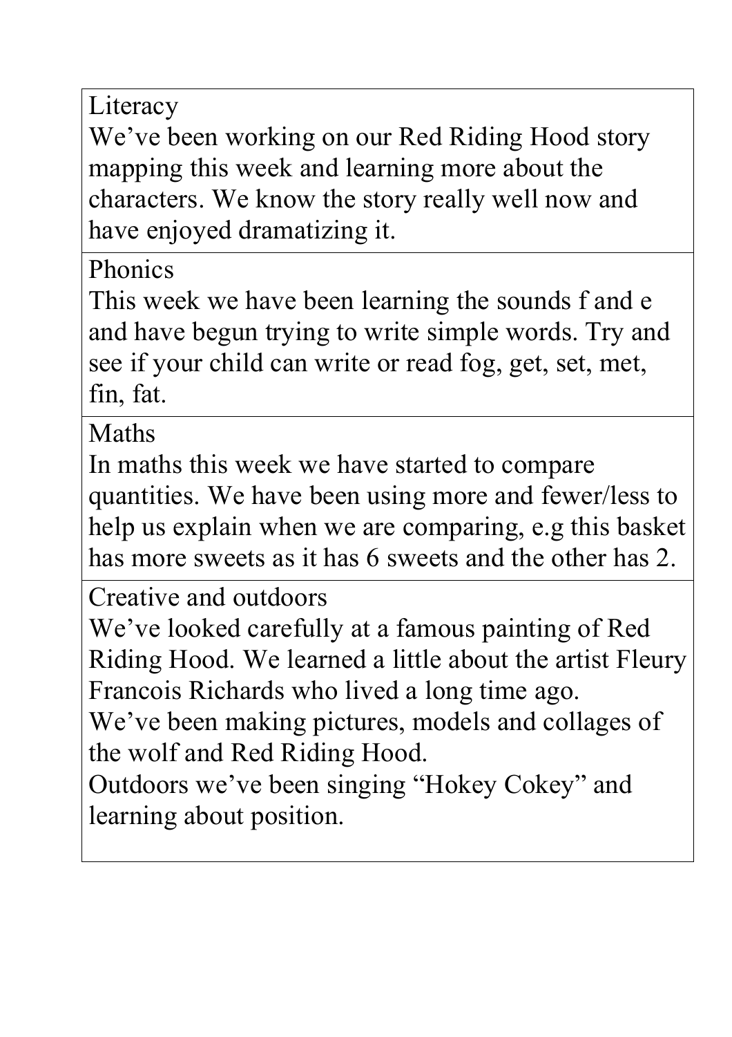## Literacy

We've been working on our Red Riding Hood story mapping this week and learning more about the characters. We know the story really well now and have enjoyed dramatizing it.

## Phonics

This week we have been learning the sounds f and e and have begun trying to write simple words. Try and see if your child can write or read fog, get, set, met, fin, fat.

## Maths

In maths this week we have started to compare quantities. We have been using more and fewer/less to help us explain when we are comparing, e.g this basket has more sweets as it has 6 sweets and the other has 2.

## Creative and outdoors

We've looked carefully at a famous painting of Red Riding Hood. We learned a little about the artist Fleury Francois Richards who lived a long time ago.

We've been making pictures, models and collages of the wolf and Red Riding Hood.

Outdoors we've been singing "Hokey Cokey" and learning about position.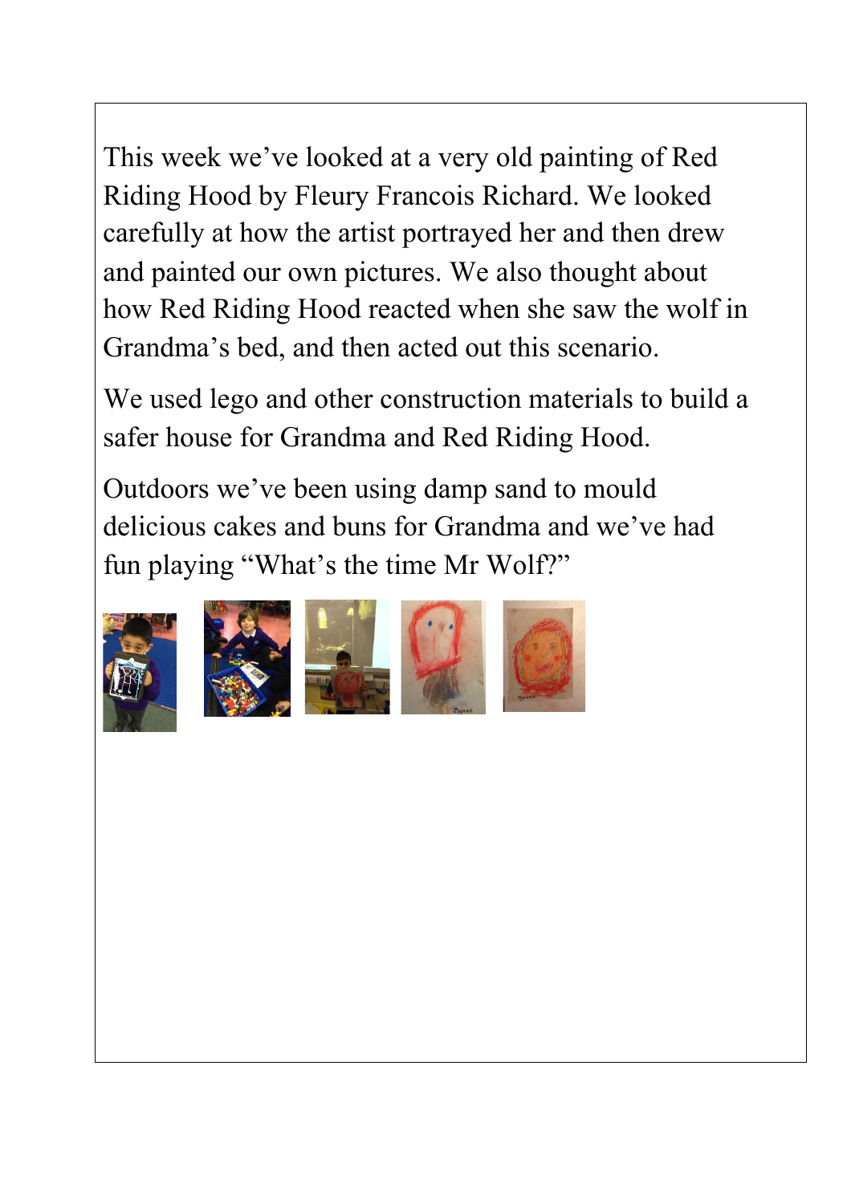This week we've looked at a very old painting of Red Riding Hood by Fleury Francois Richard. We looked carefully at how the artist portrayed her and then drew and painted our own pictures. We also thought about how Red Riding Hood reacted when she saw the wolf in Grandma's bed, and then acted out this scenario.

We used lego and other construction materials to build a safer house for Grandma and Red Riding Hood.

Outdoors we've been using damp sand to mould delicious cakes and buns for Grandma and we've had fun playing "What's the time Mr Wolf?"